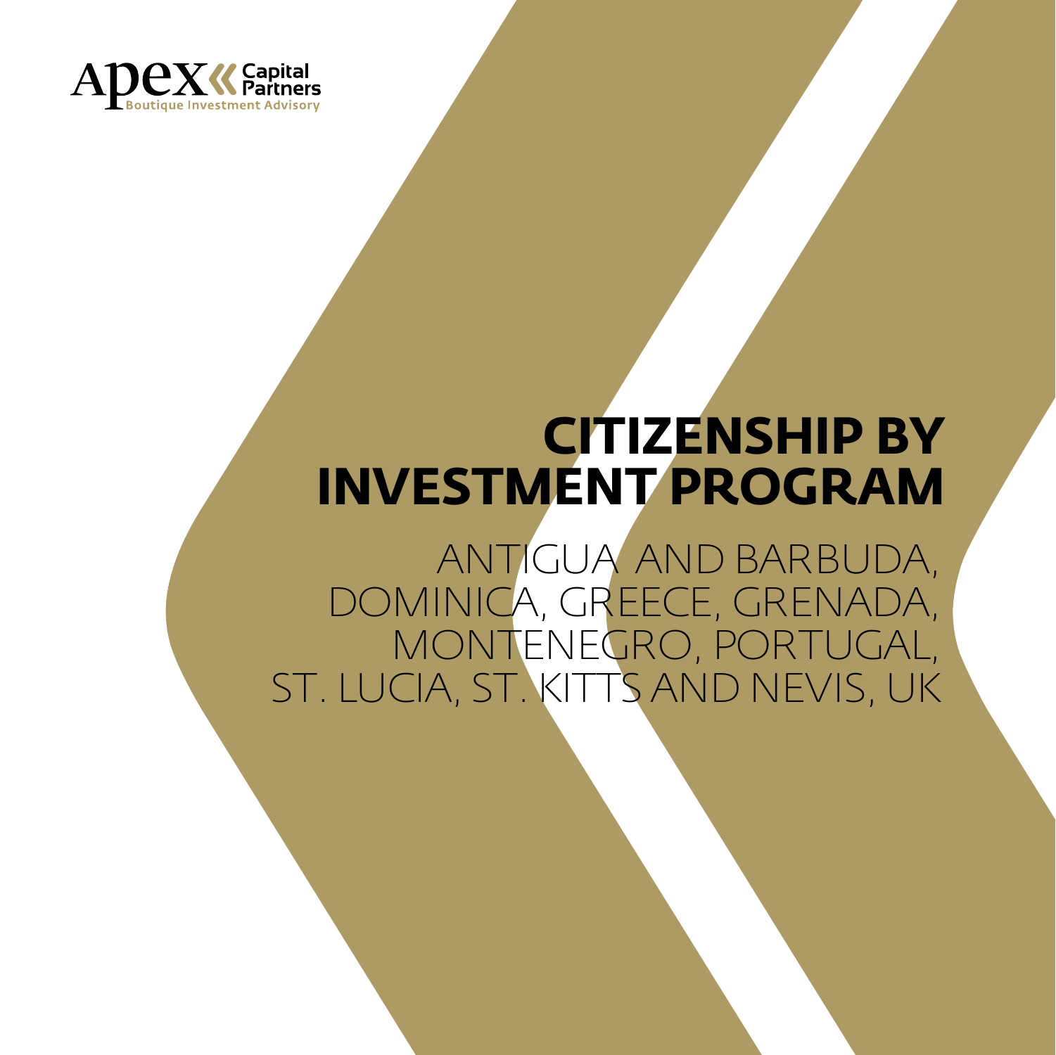Apex Capital Partners
Boutique Investment Advisory

# CITIZENSHIP BY INVESTMENT PROGRAM

ANTIGUA AND BARBUDA, DOMINICA, GREECE, GRENADA, MONTENEGRO, PORTUGAL, ST. LUCIA, ST. KITTS AND NEVIS, UK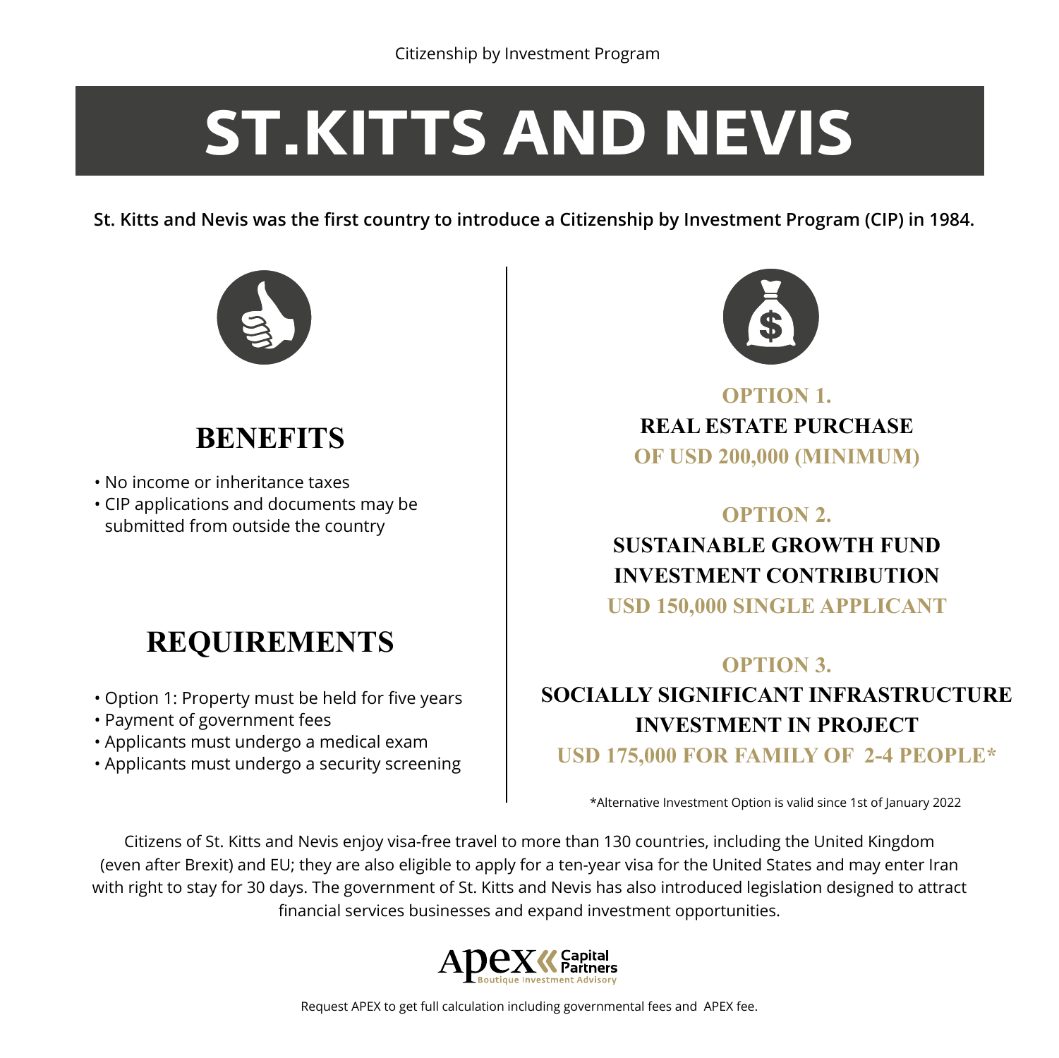Citizenship by Investment Program

# ST.KITTS AND NEVIS

**St. Kitts and Nevis was the first country to introduce a Citizenship by Investment Program (CIP) in 1984.**

## BENEFITS

- No income or inheritance taxes
- CIP applications and documents may be submitted from outside the country

## REQUIREMENTS

- Option 1: Property must be held for five years
- Payment of government fees
- Applicants must undergo a medical exam
- Applicants must undergo a security screening

**OPTION 1.**
**REAL ESTATE PURCHASE**
**OF USD 200,000 (MINIMUM)**

**OPTION 2.**
**SUSTAINABLE GROWTH FUND INVESTMENT CONTRIBUTION**
**USD 150,000 SINGLE APPLICANT**

**OPTION 3.**
**SOCIALLY SIGNIFICANT INFRASTRUCTURE INVESTMENT IN PROJECT**
**USD 175,000 FOR FAMILY OF 2-4 PEOPLE***

*Alternative Investment Option is valid since 1st of January 2022

Citizens of St. Kitts and Nevis enjoy visa-free travel to more than 130 countries, including the United Kingdom (even after Brexit) and EU; they are also eligible to apply for a ten-year visa for the United States and may enter Iran with right to stay for 30 days. The government of St. Kitts and Nevis has also introduced legislation designed to attract financial services businesses and expand investment opportunities.

Apex Capital Partners
Boutique Investment Advisory

Request APEX to get full calculation including governmental fees and APEX fee.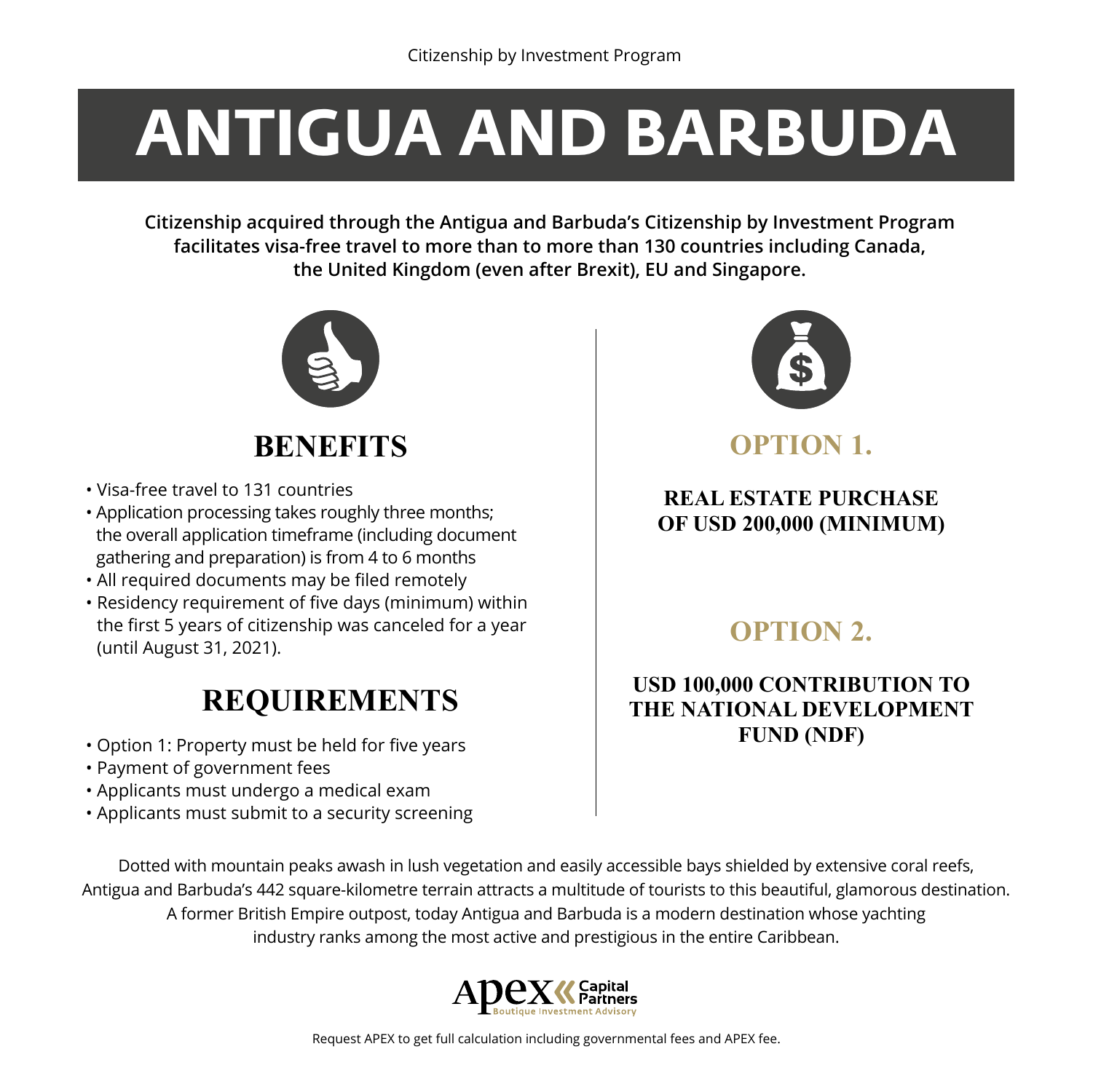Citizenship by Investment Program

# ANTIGUA AND BARBUDA

**Citizenship acquired through the Antigua and Barbuda's Citizenship by Investment Program facilitates visa-free travel to more than to more than 130 countries including Canada, the United Kingdom (even after Brexit), EU and Singapore.**

## BENEFITS

- Visa-free travel to 131 countries
- Application processing takes roughly three months; the overall application timeframe (including document gathering and preparation) is from 4 to 6 months
- All required documents may be filed remotely
- Residency requirement of five days (minimum) within the first 5 years of citizenship was canceled for a year (until August 31, 2021).

## REQUIREMENTS

- Option 1: Property must be held for five years
- Payment of government fees
- Applicants must undergo a medical exam
- Applicants must submit to a security screening

## OPTION 1.

**REAL ESTATE PURCHASE OF USD 200,000 (MINIMUM)**

## OPTION 2.

**USD 100,000 CONTRIBUTION TO THE NATIONAL DEVELOPMENT FUND (NDF)**

Dotted with mountain peaks awash in lush vegetation and easily accessible bays shielded by extensive coral reefs, Antigua and Barbuda's 442 square-kilometre terrain attracts a multitude of tourists to this beautiful, glamorous destination. A former British Empire outpost, today Antigua and Barbuda is a modern destination whose yachting industry ranks among the most active and prestigious in the entire Caribbean.

Apex Capital Partners
Boutique Investment Advisory

Request APEX to get full calculation including governmental fees and APEX fee.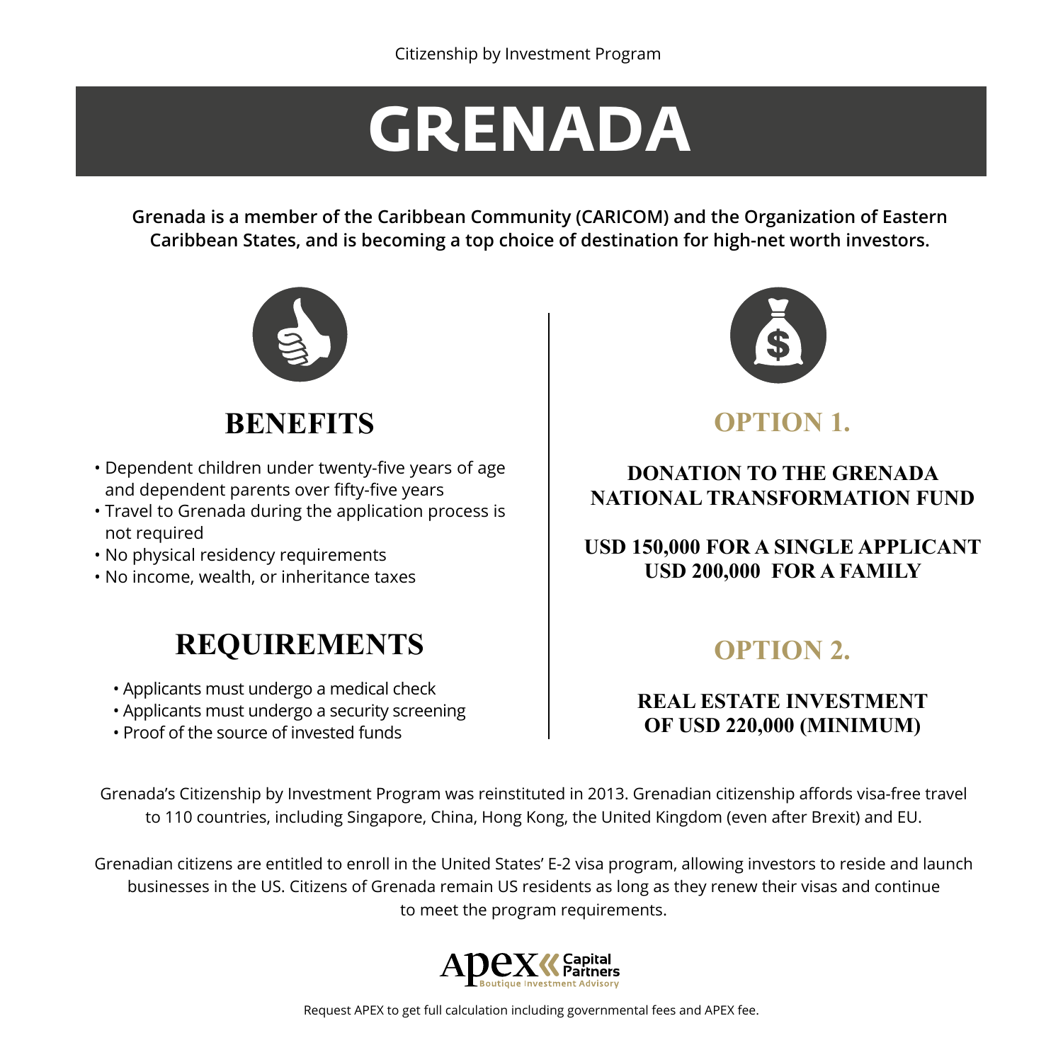Citizenship by Investment Program

# GRENADA

**Grenada is a member of the Caribbean Community (CARICOM) and the Organization of Eastern Caribbean States, and is becoming a top choice of destination for high-net worth investors.**

## BENEFITS

- Dependent children under twenty-five years of age and dependent parents over fifty-five years
- Travel to Grenada during the application process is not required
- No physical residency requirements
- No income, wealth, or inheritance taxes

## REQUIREMENTS

- Applicants must undergo a medical check
- Applicants must undergo a security screening
- Proof of the source of invested funds

## OPTION 1.

**DONATION TO THE GRENADA NATIONAL TRANSFORMATION FUND**

**USD 150,000 FOR A SINGLE APPLICANT**
**USD 200,000 FOR A FAMILY**

## OPTION 2.

**REAL ESTATE INVESTMENT OF USD 220,000 (MINIMUM)**

Grenada's Citizenship by Investment Program was reinstituted in 2013. Grenadian citizenship affords visa-free travel to 110 countries, including Singapore, China, Hong Kong, the United Kingdom (even after Brexit) and EU.

Grenadian citizens are entitled to enroll in the United States' E-2 visa program, allowing investors to reside and launch businesses in the US. Citizens of Grenada remain US residents as long as they renew their visas and continue to meet the program requirements.

Apex Capital Partners
Boutique Investment Advisory

Request APEX to get full calculation including governmental fees and APEX fee.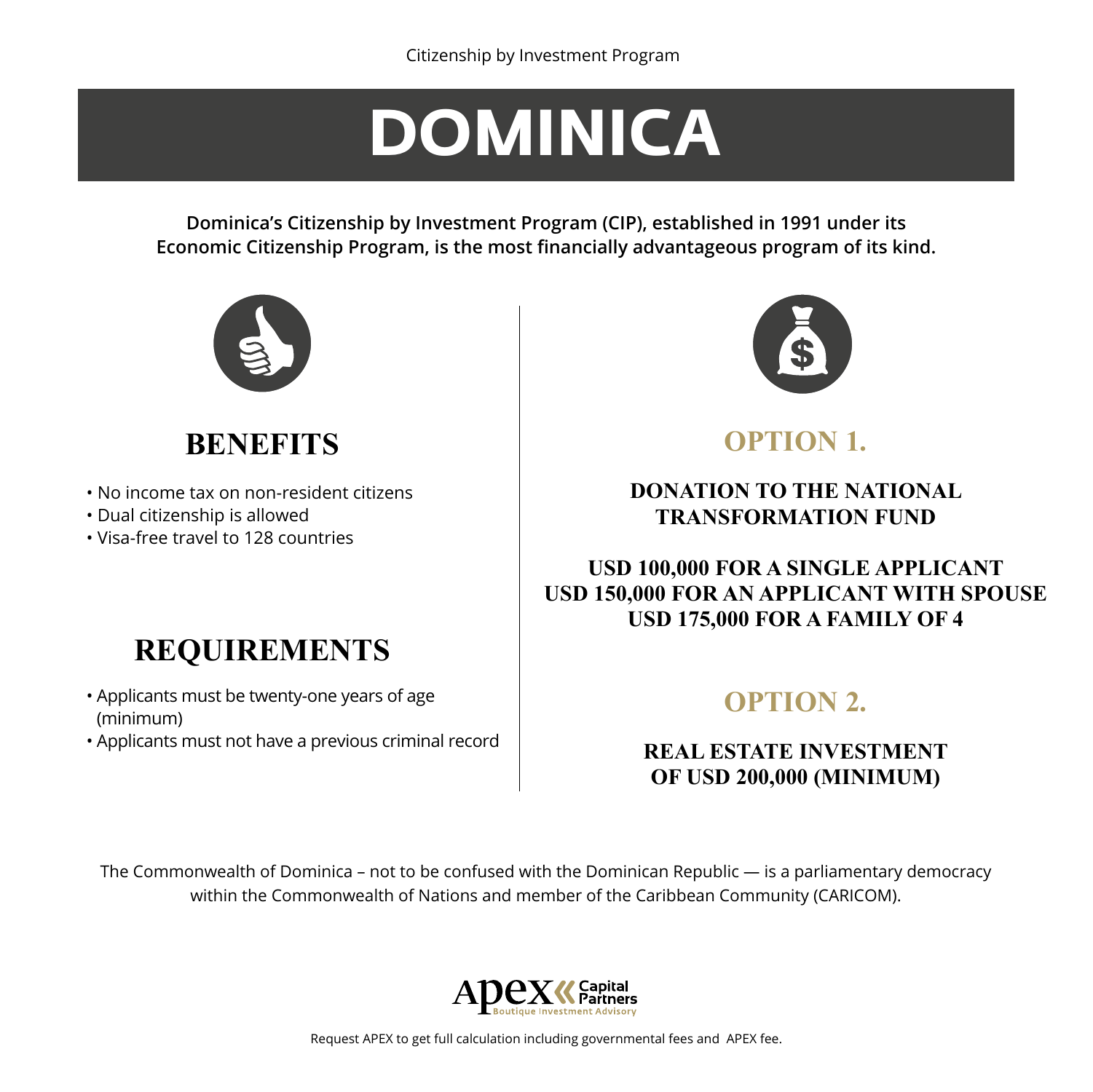Citizenship by Investment Program

# DOMINICA

**Dominica's Citizenship by Investment Program (CIP), established in 1991 under its Economic Citizenship Program, is the most financially advantageous program of its kind.**

## BENEFITS

- No income tax on non-resident citizens
- Dual citizenship is allowed
- Visa-free travel to 128 countries

## REQUIREMENTS

- Applicants must be twenty-one years of age (minimum)
- Applicants must not have a previous criminal record

## OPTION 1.

**DONATION TO THE NATIONAL TRANSFORMATION FUND**

**USD 100,000 FOR A SINGLE APPLICANT**
**USD 150,000 FOR AN APPLICANT WITH SPOUSE**
**USD 175,000 FOR A FAMILY OF 4**

## OPTION 2.

**REAL ESTATE INVESTMENT OF USD 200,000 (MINIMUM)**

The Commonwealth of Dominica – not to be confused with the Dominican Republic — is a parliamentary democracy within the Commonwealth of Nations and member of the Caribbean Community (CARICOM).

Apex Capital Partners
Boutique Investment Advisory

Request APEX to get full calculation including governmental fees and APEX fee.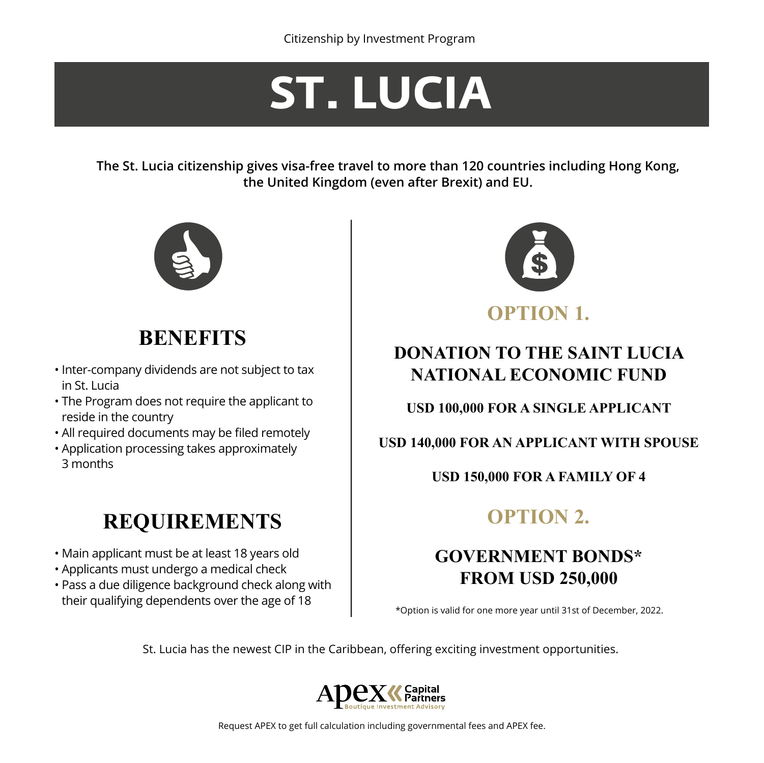Citizenship by Investment Program

# ST. LUCIA

**The St. Lucia citizenship gives visa-free travel to more than 120 countries including Hong Kong, the United Kingdom (even after Brexit) and EU.**

## BENEFITS

- Inter-company dividends are not subject to tax in St. Lucia
- The Program does not require the applicant to reside in the country
- All required documents may be filed remotely
- Application processing takes approximately 3 months

## REQUIREMENTS

- Main applicant must be at least 18 years old
- Applicants must undergo a medical check
- Pass a due diligence background check along with their qualifying dependents over the age of 18

## OPTION 1.

### DONATION TO THE SAINT LUCIA NATIONAL ECONOMIC FUND

**USD 100,000 FOR A SINGLE APPLICANT**

**USD 140,000 FOR AN APPLICANT WITH SPOUSE**

**USD 150,000 FOR A FAMILY OF 4**

## OPTION 2.

### GOVERNMENT BONDS* FROM USD 250,000

*Option is valid for one more year until 31st of December, 2022.

St. Lucia has the newest CIP in the Caribbean, offering exciting investment opportunities.

Apex Capital Partners
Boutique Investment Advisory

Request APEX to get full calculation including governmental fees and APEX fee.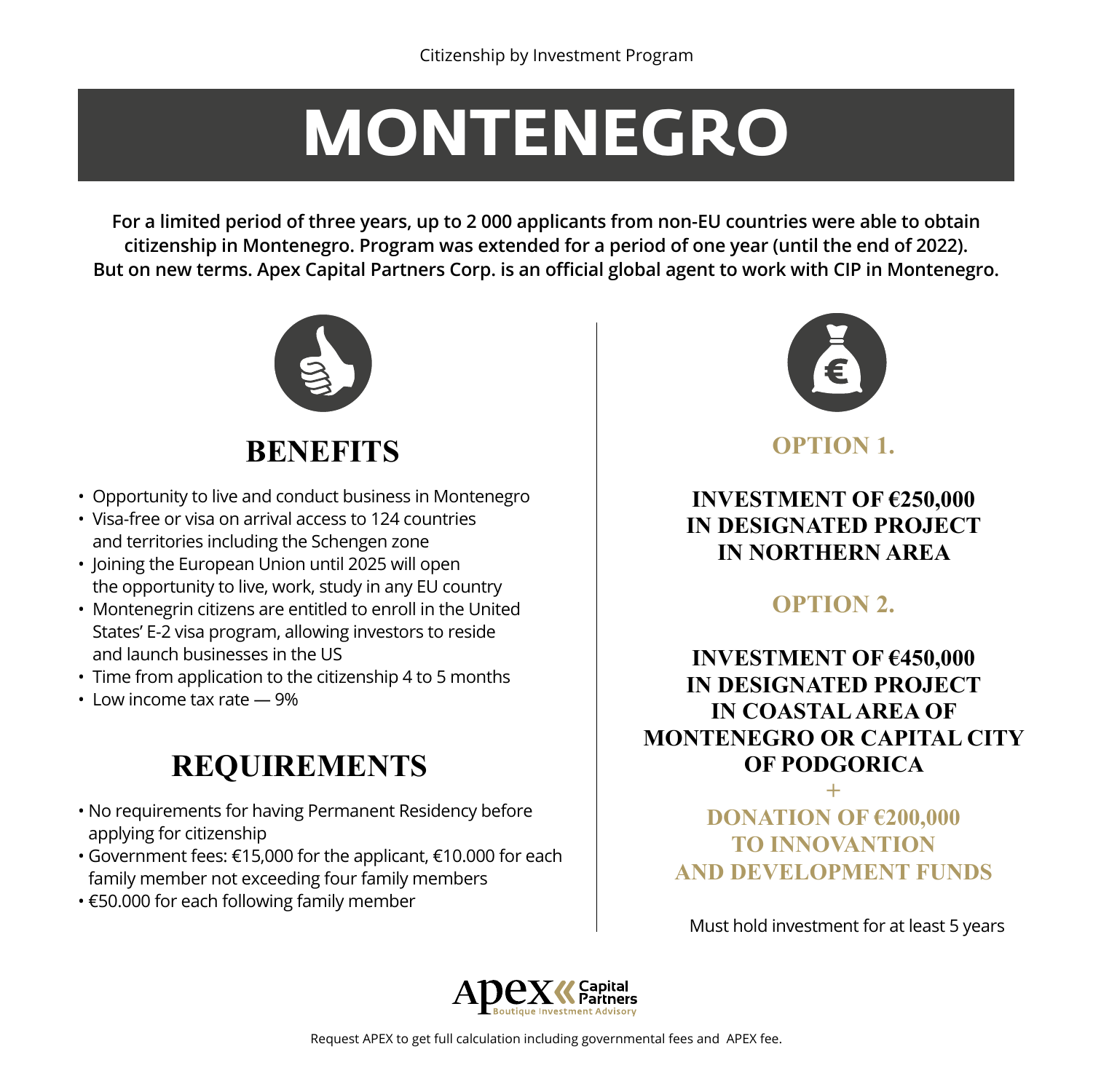Citizenship by Investment Program

# MONTENEGRO

**For a limited period of three years, up to 2 000 applicants from non-EU countries were able to obtain citizenship in Montenegro. Program was extended for a period of one year (until the end of 2022). But on new terms. Apex Capital Partners Corp. is an official global agent to work with CIP in Montenegro.**

## BENEFITS

- Opportunity to live and conduct business in Montenegro
- Visa-free or visa on arrival access to 124 countries and territories including the Schengen zone
- Joining the European Union until 2025 will open the opportunity to live, work, study in any EU country
- Montenegrin citizens are entitled to enroll in the United States' E-2 visa program, allowing investors to reside and launch businesses in the US
- Time from application to the citizenship 4 to 5 months
- Low income tax rate — 9%

## REQUIREMENTS

- No requirements for having Permanent Residency before applying for citizenship
- Government fees: €15,000 for the applicant, €10.000 for each family member not exceeding four family members
- €50.000 for each following family member

## OPTION 1.

**INVESTMENT OF €250,000 IN DESIGNATED PROJECT IN NORTHERN AREA**

## OPTION 2.

**INVESTMENT OF €450,000 IN DESIGNATED PROJECT IN COASTAL AREA OF MONTENEGRO OR CAPITAL CITY OF PODGORICA**

**+**

**DONATION OF €200,000 TO INNOVANTION AND DEVELOPMENT FUNDS**

Must hold investment for at least 5 years

Apex Capital Partners
Boutique Investment Advisory

Request APEX to get full calculation including governmental fees and APEX fee.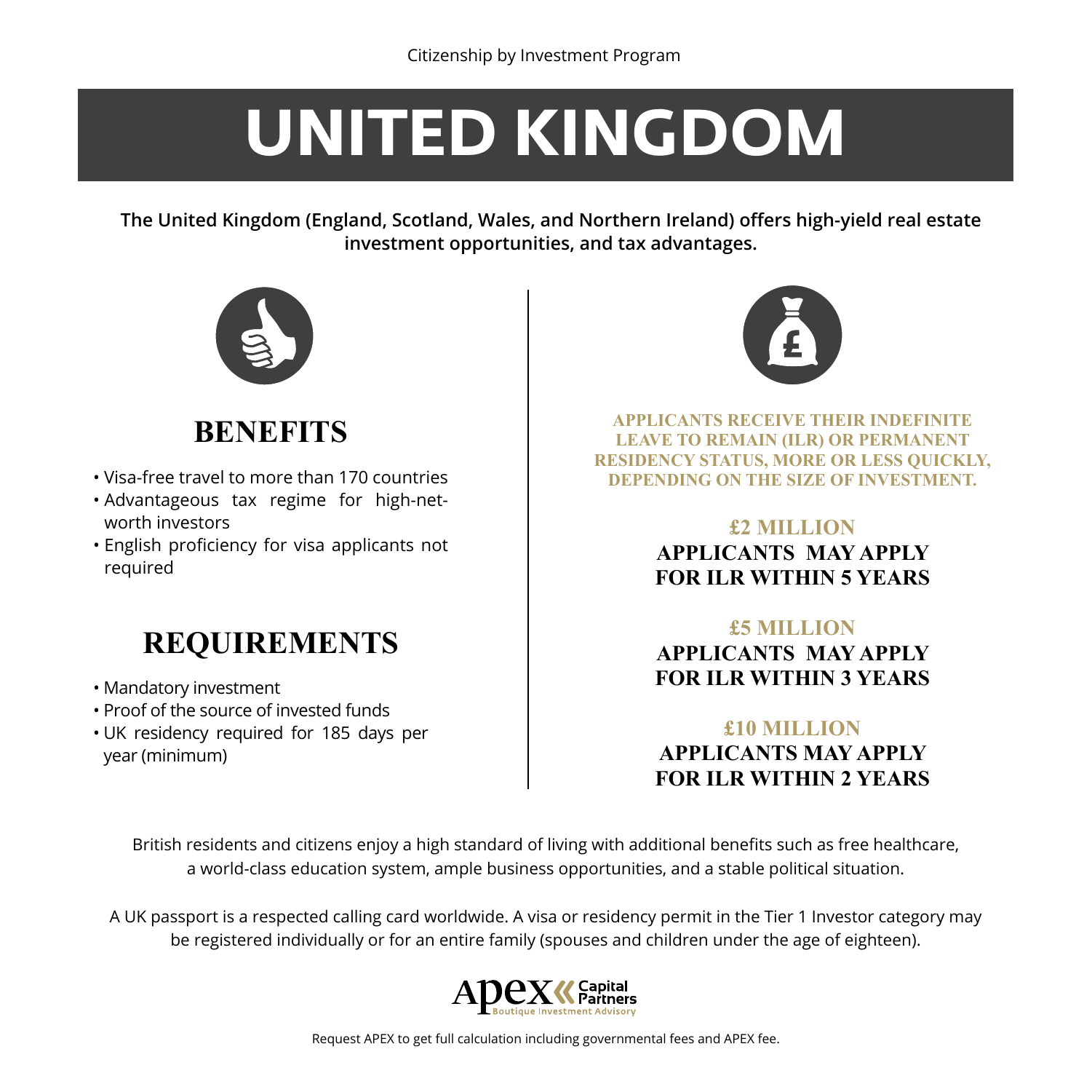Citizenship by Investment Program

# UNITED KINGDOM

**The United Kingdom (England, Scotland, Wales, and Northern Ireland) offers high-yield real estate investment opportunities, and tax advantages.**

## BENEFITS

- Visa-free travel to more than 170 countries
- Advantageous tax regime for high-net-worth investors
- English proficiency for visa applicants not required

## REQUIREMENTS

- Mandatory investment
- Proof of the source of invested funds
- UK residency required for 185 days per year (minimum)

**APPLICANTS RECEIVE THEIR INDEFINITE LEAVE TO REMAIN (ILR) OR PERMANENT RESIDENCY STATUS, MORE OR LESS QUICKLY, DEPENDING ON THE SIZE OF INVESTMENT.**

**£2 MILLION**
**APPLICANTS MAY APPLY FOR ILR WITHIN 5 YEARS**

**£5 MILLION**
**APPLICANTS MAY APPLY FOR ILR WITHIN 3 YEARS**

**£10 MILLION**
**APPLICANTS MAY APPLY FOR ILR WITHIN 2 YEARS**

British residents and citizens enjoy a high standard of living with additional benefits such as free healthcare, a world-class education system, ample business opportunities, and a stable political situation.

A UK passport is a respected calling card worldwide. A visa or residency permit in the Tier 1 Investor category may be registered individually or for an entire family (spouses and children under the age of eighteen).

Apex Capital Partners
Boutique Investment Advisory

Request APEX to get full calculation including governmental fees and APEX fee.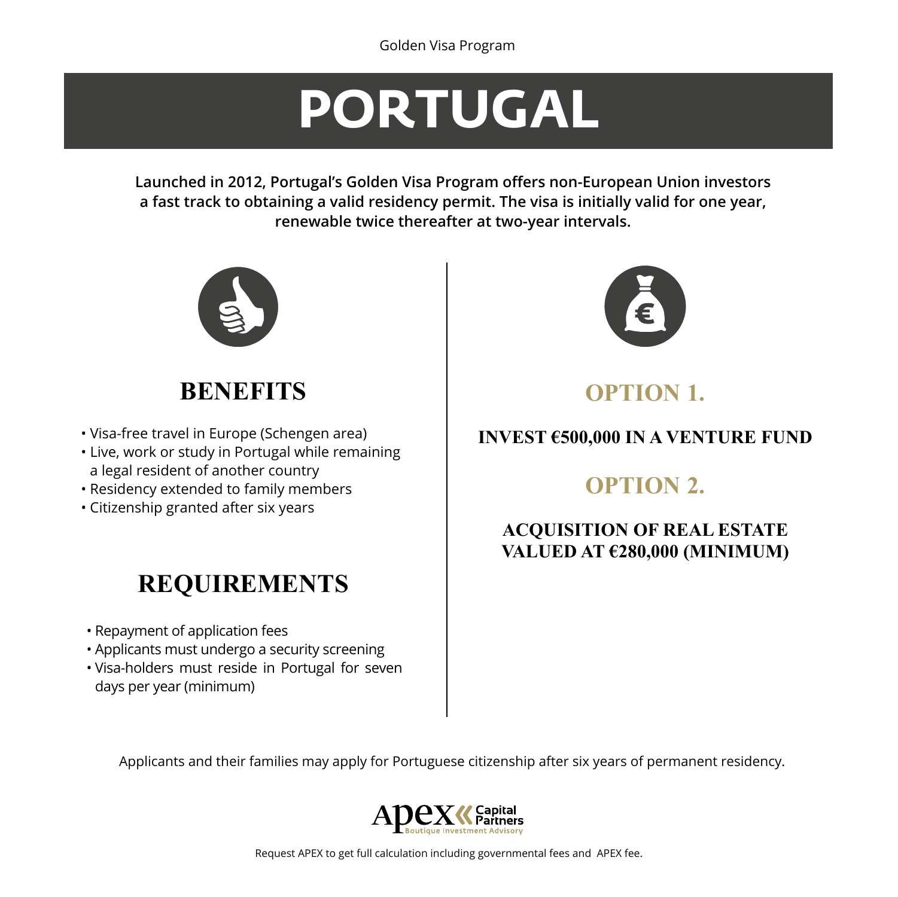Golden Visa Program

# PORTUGAL

**Launched in 2012, Portugal's Golden Visa Program offers non-European Union investors a fast track to obtaining a valid residency permit. The visa is initially valid for one year, renewable twice thereafter at two-year intervals.**

## BENEFITS

- Visa-free travel in Europe (Schengen area)
- Live, work or study in Portugal while remaining a legal resident of another country
- Residency extended to family members
- Citizenship granted after six years

## REQUIREMENTS

- Repayment of application fees
- Applicants must undergo a security screening
- Visa-holders must reside in Portugal for seven days per year (minimum)

## OPTION 1.

**INVEST €500,000 IN A VENTURE FUND**

## OPTION 2.

**ACQUISITION OF REAL ESTATE VALUED AT €280,000 (MINIMUM)**

Applicants and their families may apply for Portuguese citizenship after six years of permanent residency.

Apex Capital Partners
Boutique Investment Advisory

Request APEX to get full calculation including governmental fees and APEX fee.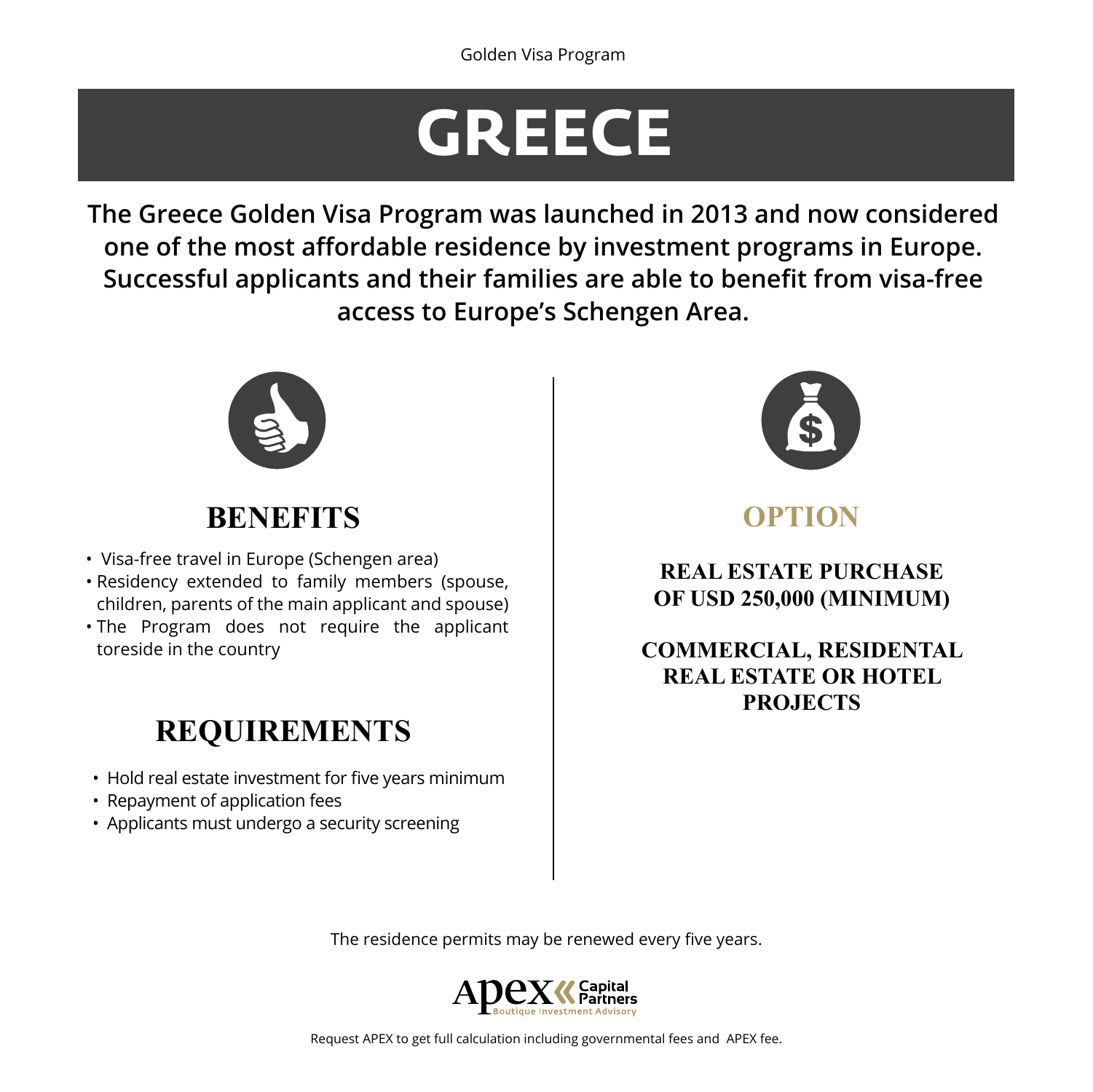Golden Visa Program

# GREECE

**The Greece Golden Visa Program was launched in 2013 and now considered one of the most affordable residence by investment programs in Europe. Successful applicants and their families are able to benefit from visa-free access to Europe's Schengen Area.**

## BENEFITS

- Visa-free travel in Europe (Schengen area)
- Residency extended to family members (spouse, children, parents of the main applicant and spouse)
- The Program does not require the applicant toreside in the country

## REQUIREMENTS

- Hold real estate investment for five years minimum
- Repayment of application fees
- Applicants must undergo a security screening

## OPTION

**REAL ESTATE PURCHASE OF USD 250,000 (MINIMUM)**

**COMMERCIAL, RESIDENTAL REAL ESTATE OR HOTEL PROJECTS**

The residence permits may be renewed every five years.

Apex Capital Partners
Boutique Investment Advisory

Request APEX to get full calculation including governmental fees and APEX fee.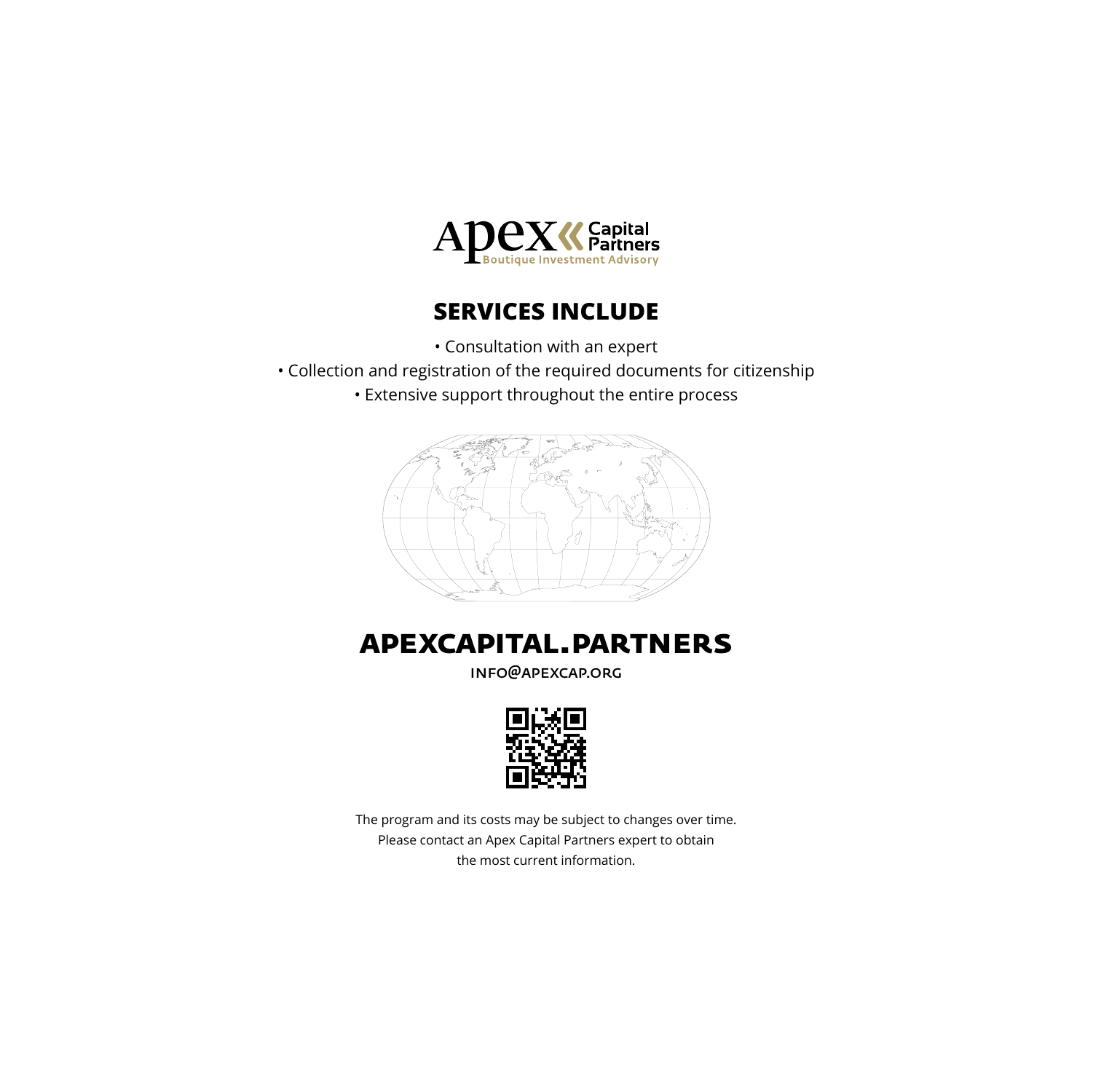Apex Capital Partners
Boutique Investment Advisory

## SERVICES INCLUDE

• Consultation with an expert

• Collection and registration of the required documents for citizenship

• Extensive support throughout the entire process

## APEXCAPITAL.PARTNERS

INFO@APEXCAP.ORG

The program and its costs may be subject to changes over time.
Please contact an Apex Capital Partners expert to obtain
the most current information.